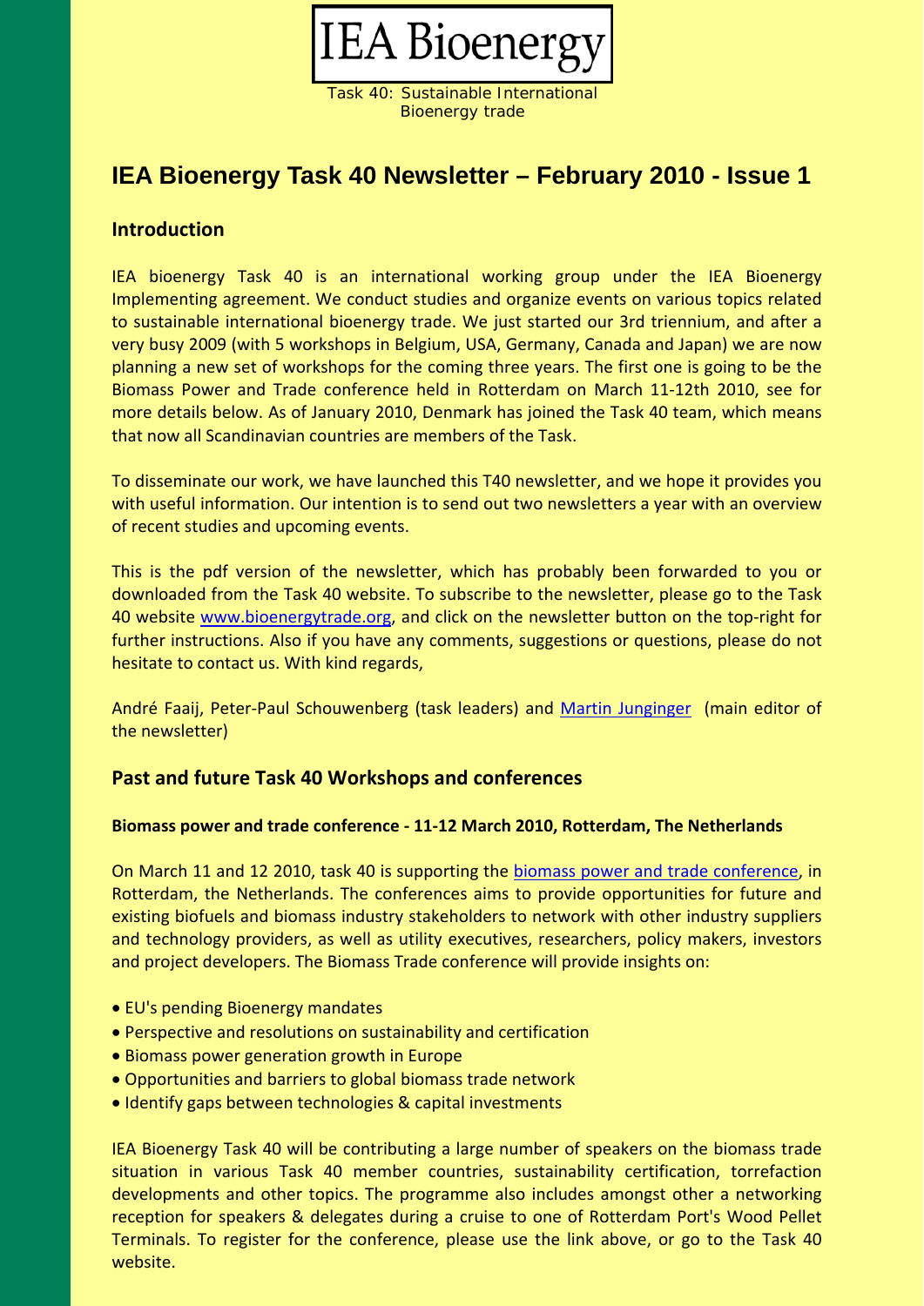IEA Bioenergy

Task 40: Sustainable International Bioenergy trade

# IEA Bioenergy Task 40 Newsletter – February 2010 - Issue 1

## Introduction

IEA bioenergy Task 40 is an international working group under the IEA Bioenergy Implementing agreement. We conduct studies and organize events on various topics related to sustainable international bioenergy trade. We just started our 3rd triennium, and after a very busy 2009 (with 5 workshops in Belgium, USA, Germany, Canada and Japan) we are now planning a new set of workshops for the coming three years. The first one is going to be the Biomass Power and Trade conference held in Rotterdam on March 11-12th 2010, see for more details below. As of January 2010, Denmark has joined the Task 40 team, which means that now all Scandinavian countries are members of the Task.

To disseminate our work, we have launched this T40 newsletter, and we hope it provides you with useful information. Our intention is to send out two newsletters a year with an overview of recent studies and upcoming events.

This is the pdf version of the newsletter, which has probably been forwarded to you or downloaded from the Task 40 website. To subscribe to the newsletter, please go to the Task 40 website www.bioenergytrade.org, and click on the newsletter button on the top-right for further instructions. Also if you have any comments, suggestions or questions, please do not hesitate to contact us. With kind regards,

André Faaij, Peter-Paul Schouwenberg (task leaders) and Martin Junginger (main editor of the newsletter)

## Past and future Task 40 Workshops and conferences

### Biomass power and trade conference - 11-12 March 2010, Rotterdam, The Netherlands

On March 11 and 12 2010, task 40 is supporting the biomass power and trade conference, in Rotterdam, the Netherlands. The conferences aims to provide opportunities for future and existing biofuels and biomass industry stakeholders to network with other industry suppliers and technology providers, as well as utility executives, researchers, policy makers, investors and project developers. The Biomass Trade conference will provide insights on:

- EU's pending Bioenergy mandates
- Perspective and resolutions on sustainability and certification
- Biomass power generation growth in Europe
- Opportunities and barriers to global biomass trade network
- Identify gaps between technologies & capital investments

IEA Bioenergy Task 40 will be contributing a large number of speakers on the biomass trade situation in various Task 40 member countries, sustainability certification, torrefaction developments and other topics. The programme also includes amongst other a networking reception for speakers & delegates during a cruise to one of Rotterdam Port's Wood Pellet Terminals. To register for the conference, please use the link above, or go to the Task 40 website.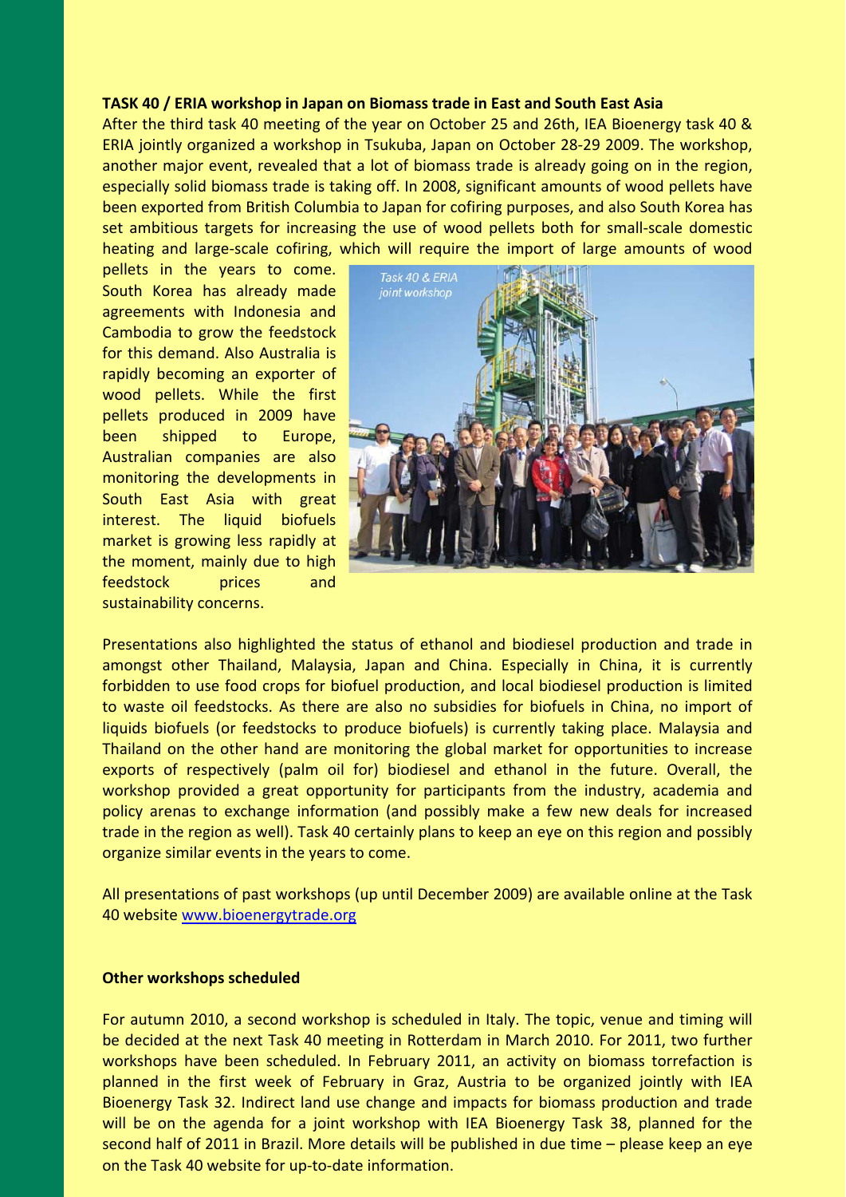**TASK 40 / ERIA workshop in Japan on Biomass trade in East and South East Asia**

After the third task 40 meeting of the year on October 25 and 26th, IEA Bioenergy task 40 & ERIA jointly organized a workshop in Tsukuba, Japan on October 28-29 2009. The workshop, another major event, revealed that a lot of biomass trade is already going on in the region, especially solid biomass trade is taking off. In 2008, significant amounts of wood pellets have been exported from British Columbia to Japan for cofiring purposes, and also South Korea has set ambitious targets for increasing the use of wood pellets both for small-scale domestic heating and large-scale cofiring, which will require the import of large amounts of wood pellets in the years to come. South Korea has already made agreements with Indonesia and Cambodia to grow the feedstock for this demand. Also Australia is rapidly becoming an exporter of wood pellets. While the first pellets produced in 2009 have been shipped to Europe, Australian companies are also monitoring the developments in South East Asia with great interest. The liquid biofuels market is growing less rapidly at the moment, mainly due to high feedstock prices and sustainability concerns.

*Task 40 & ERIA joint workshop*

Presentations also highlighted the status of ethanol and biodiesel production and trade in amongst other Thailand, Malaysia, Japan and China. Especially in China, it is currently forbidden to use food crops for biofuel production, and local biodiesel production is limited to waste oil feedstocks. As there are also no subsidies for biofuels in China, no import of liquids biofuels (or feedstocks to produce biofuels) is currently taking place. Malaysia and Thailand on the other hand are monitoring the global market for opportunities to increase exports of respectively (palm oil for) biodiesel and ethanol in the future. Overall, the workshop provided a great opportunity for participants from the industry, academia and policy arenas to exchange information (and possibly make a few new deals for increased trade in the region as well). Task 40 certainly plans to keep an eye on this region and possibly organize similar events in the years to come.

All presentations of past workshops (up until December 2009) are available online at the Task 40 website www.bioenergytrade.org

**Other workshops scheduled**

For autumn 2010, a second workshop is scheduled in Italy. The topic, venue and timing will be decided at the next Task 40 meeting in Rotterdam in March 2010. For 2011, two further workshops have been scheduled. In February 2011, an activity on biomass torrefaction is planned in the first week of February in Graz, Austria to be organized jointly with IEA Bioenergy Task 32. Indirect land use change and impacts for biomass production and trade will be on the agenda for a joint workshop with IEA Bioenergy Task 38, planned for the second half of 2011 in Brazil. More details will be published in due time – please keep an eye on the Task 40 website for up-to-date information.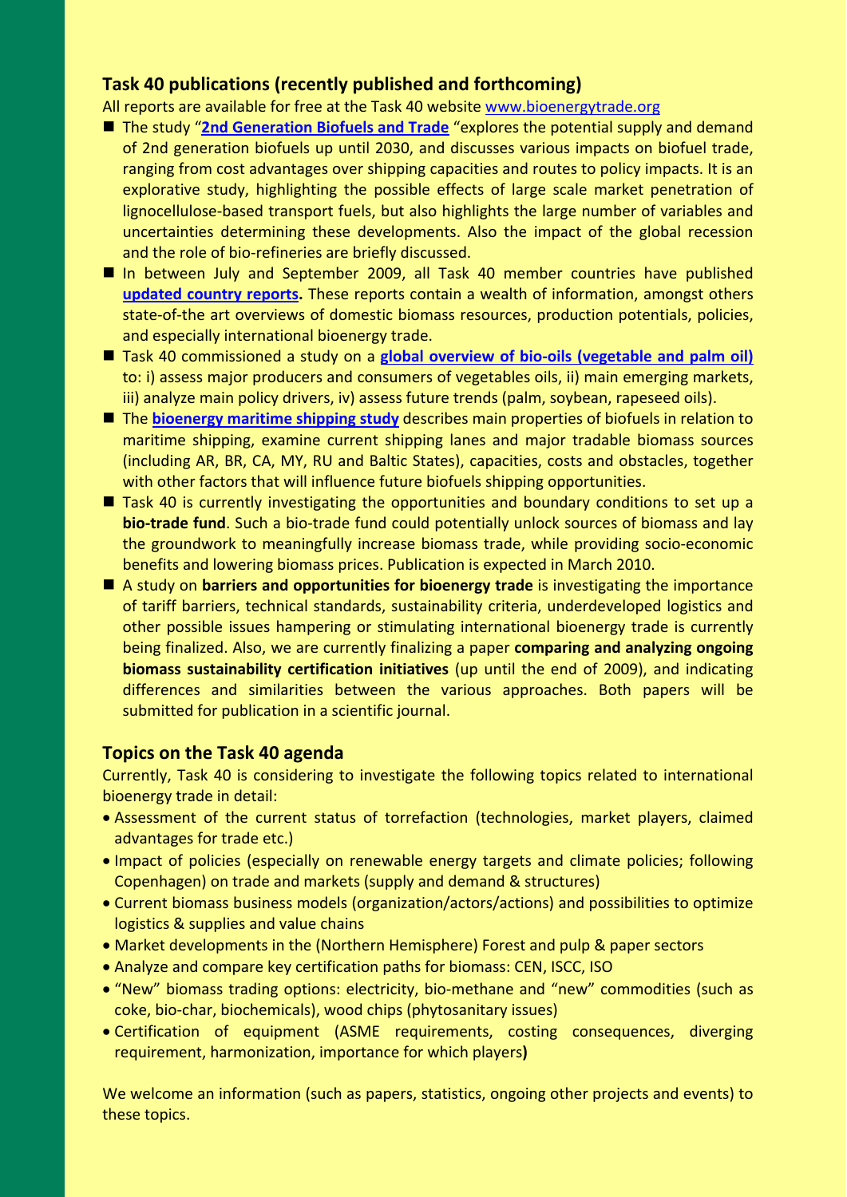## Task 40 publications (recently published and forthcoming)

All reports are available for free at the Task 40 website www.bioenergytrade.org

- The study "**2nd Generation Biofuels and Trade** "explores the potential supply and demand of 2nd generation biofuels up until 2030, and discusses various impacts on biofuel trade, ranging from cost advantages over shipping capacities and routes to policy impacts. It is an explorative study, highlighting the possible effects of large scale market penetration of lignocellulose-based transport fuels, but also highlights the large number of variables and uncertainties determining these developments. Also the impact of the global recession and the role of bio-refineries are briefly discussed.
- In between July and September 2009, all Task 40 member countries have published **updated country reports.** These reports contain a wealth of information, amongst others state-of-the art overviews of domestic biomass resources, production potentials, policies, and especially international bioenergy trade.
- Task 40 commissioned a study on a **global overview of bio-oils (vegetable and palm oil)** to: i) assess major producers and consumers of vegetables oils, ii) main emerging markets, iii) analyze main policy drivers, iv) assess future trends (palm, soybean, rapeseed oils).
- The **bioenergy maritime shipping study** describes main properties of biofuels in relation to maritime shipping, examine current shipping lanes and major tradable biomass sources (including AR, BR, CA, MY, RU and Baltic States), capacities, costs and obstacles, together with other factors that will influence future biofuels shipping opportunities.
- Task 40 is currently investigating the opportunities and boundary conditions to set up a **bio-trade fund**. Such a bio-trade fund could potentially unlock sources of biomass and lay the groundwork to meaningfully increase biomass trade, while providing socio-economic benefits and lowering biomass prices. Publication is expected in March 2010.
- A study on **barriers and opportunities for bioenergy trade** is investigating the importance of tariff barriers, technical standards, sustainability criteria, underdeveloped logistics and other possible issues hampering or stimulating international bioenergy trade is currently being finalized. Also, we are currently finalizing a paper **comparing and analyzing ongoing biomass sustainability certification initiatives** (up until the end of 2009), and indicating differences and similarities between the various approaches. Both papers will be submitted for publication in a scientific journal.

## Topics on the Task 40 agenda

Currently, Task 40 is considering to investigate the following topics related to international bioenergy trade in detail:

- Assessment of the current status of torrefaction (technologies, market players, claimed advantages for trade etc.)
- Impact of policies (especially on renewable energy targets and climate policies; following Copenhagen) on trade and markets (supply and demand & structures)
- Current biomass business models (organization/actors/actions) and possibilities to optimize logistics & supplies and value chains
- Market developments in the (Northern Hemisphere) Forest and pulp & paper sectors
- Analyze and compare key certification paths for biomass: CEN, ISCC, ISO
- "New" biomass trading options: electricity, bio-methane and "new" commodities (such as coke, bio-char, biochemicals), wood chips (phytosanitary issues)
- Certification of equipment (ASME requirements, costing consequences, diverging requirement, harmonization, importance for which players**)**

We welcome an information (such as papers, statistics, ongoing other projects and events) to these topics.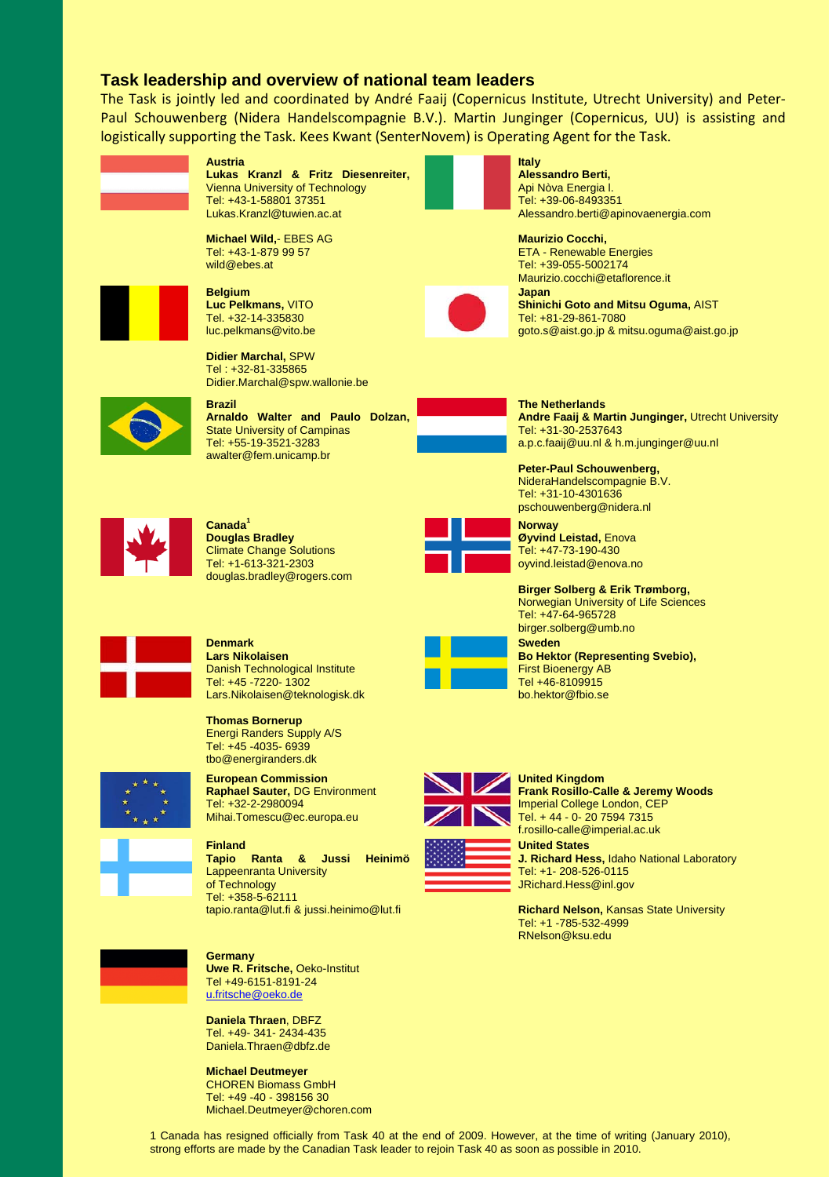## Task leadership and overview of national team leaders

The Task is jointly led and coordinated by André Faaij (Copernicus Institute, Utrecht University) and Peter-Paul Schouwenberg (Nidera Handelscompagnie B.V.). Martin Junginger (Copernicus, UU) is assisting and logistically supporting the Task. Kees Kwant (SenterNovem) is Operating Agent for the Task.

**Austria**
**Lukas Kranzl & Fritz Diesenreiter,** Vienna University of Technology
Tel: +43-1-58801 37351
Lukas.Kranzl@tuwien.ac.at

**Michael Wild,**- EBES AG
Tel: +43-1-879 99 57
wild@ebes.at

**Belgium**
**Luc Pelkmans,** VITO
Tel. +32-14-335830
luc.pelkmans@vito.be

**Didier Marchal,** SPW
Tel : +32-81-335865
Didier.Marchal@spw.wallonie.be

**Brazil**
**Arnaldo Walter and Paulo Dolzan,** State University of Campinas
Tel: +55-19-3521-3283
awalter@fem.unicamp.br

**Canada**[1]
**Douglas Bradley**
Climate Change Solutions
Tel: +1-613-321-2303
douglas.bradley@rogers.com

**Denmark**
**Lars Nikolaisen**
Danish Technological Institute
Tel: +45 -7220- 1302
Lars.Nikolaisen@teknologisk.dk

**Thomas Bornerup**
Energi Randers Supply A/S
Tel: +45 -4035- 6939
tbo@energiranders.dk

**European Commission**
**Raphael Sauter,** DG Environment
Tel: +32-2-2980094
Mihai.Tomescu@ec.europa.eu

**Finland**
**Tapio Ranta & Jussi Heinimö**
Lappeenranta University of Technology
Tel: +358-5-62111
tapio.ranta@lut.fi & jussi.heinimo@lut.fi

**Germany**
**Uwe R. Fritsche,** Oeko-Institut
Tel +49-6151-8191-24
u.fritsche@oeko.de

**Daniela Thraen**, DBFZ
Tel. +49- 341- 2434-435
Daniela.Thraen@dbfz.de

**Michael Deutmeyer**
CHOREN Biomass GmbH
Tel: +49 -40 - 398156 30
Michael.Deutmeyer@choren.com

**Italy**
**Alessandro Berti,**
Api Nòva Energia l.
Tel: +39-06-8493351
Alessandro.berti@apinovaenergia.com

**Maurizio Cocchi,**
ETA - Renewable Energies
Tel: +39-055-5002174
Maurizio.cocchi@etaflorence.it

**Japan**
**Shinichi Goto and Mitsu Oguma,** AIST
Tel: +81-29-861-7080
goto.s@aist.go.jp & mitsu.oguma@aist.go.jp

**The Netherlands**
**Andre Faaij & Martin Junginger,** Utrecht University
Tel: +31-30-2537643
a.p.c.faaij@uu.nl & h.m.junginger@uu.nl

**Peter-Paul Schouwenberg,**
NideraHandelscompagnie B.V.
Tel: +31-10-4301636
pschouwenberg@nidera.nl

**Norway**
**Øyvind Leistad,** Enova
Tel: +47-73-190-430
oyvind.leistad@enova.no

**Birger Solberg & Erik Trømborg,**
Norwegian University of Life Sciences
Tel: +47-64-965728
birger.solberg@umb.no

**Sweden**
**Bo Hektor (Representing Svebio),**
First Bioenergy AB
Tel +46-8109915
bo.hektor@fbio.se

**United Kingdom**
**Frank Rosillo-Calle & Jeremy Woods**
Imperial College London, CEP
Tel. + 44 - 0- 20 7594 7315
f.rosillo-calle@imperial.ac.uk

**United States**
**J. Richard Hess,** Idaho National Laboratory
Tel: +1- 208-526-0115
JRichard.Hess@inl.gov

**Richard Nelson,** Kansas State University
Tel: +1 -785-532-4999
RNelson@ksu.edu

1 Canada has resigned officially from Task 40 at the end of 2009. However, at the time of writing (January 2010), strong efforts are made by the Canadian Task leader to rejoin Task 40 as soon as possible in 2010.